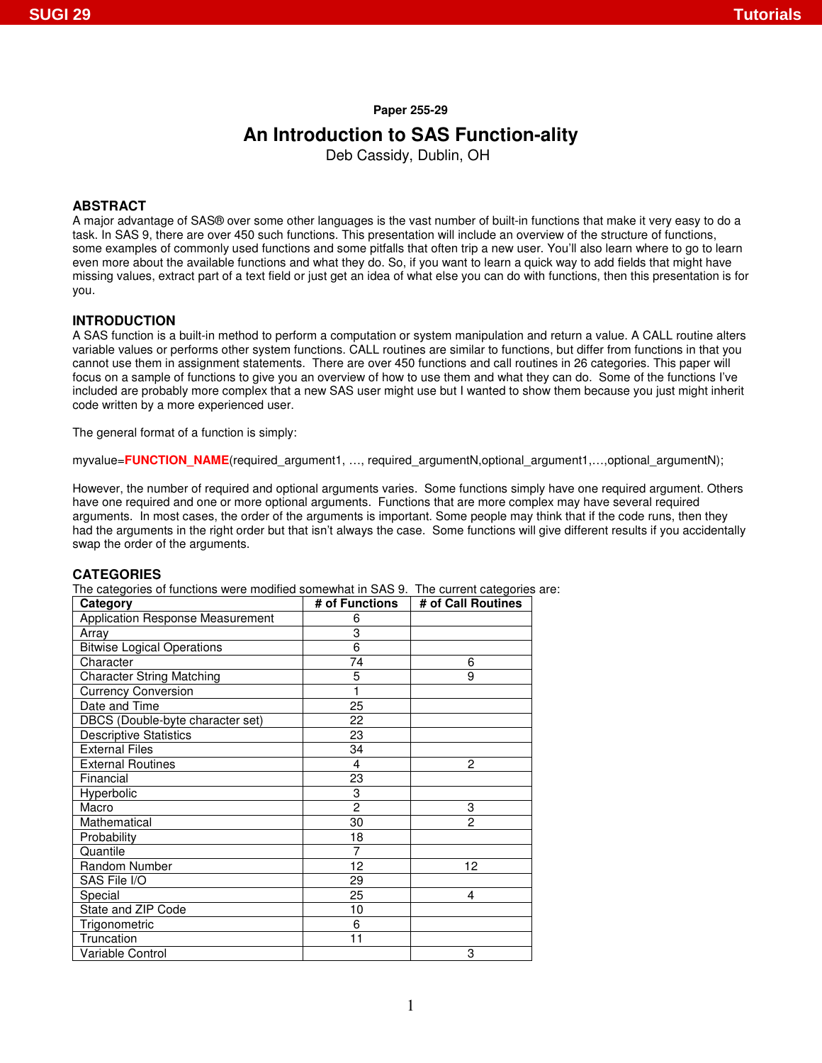Paper 255-29

# An Introduction to SAS Function-ality

Deb Cassidy, Dublin, OH

## ABSTRACT

A major advantage of SAS® over some other languages is the vast number of built-in functions that make it very easy to do a task. In SAS 9, there are over 450 such functions. This presentation will include an overview of the structure of functions, some examples of commonly used functions and some pitfalls that often trip a new user. You'll also learn where to go to learn even more about the available functions and what they do. So, if you want to learn a quick way to add fields that might have missing values, extract part of a text field or just get an idea of what else you can do with functions, then this presentation is for you.

## INTRODUCTION

A SAS function is a built-in method to perform a computation or system manipulation and return a value. A CALL routine alters variable values or performs other system functions. CALL routines are similar to functions, but differ from functions in that you cannot use them in assignment statements. There are over 450 functions and call routines in 26 categories. This paper will focus on a sample of functions to give you an overview of how to use them and what they can do. Some of the functions I've included are probably more complex that a new SAS user might use but I wanted to show them because you just might inherit code written by a more experienced user.

The general format of a function is simply:

```
myvalue=FUNCTION_NAME(required_argument1, …, required_argumentN,optional_argument1,…,optional_argumentN);
```

However, the number of required and optional arguments varies. Some functions simply have one required argument. Others have one required and one or more optional arguments. Functions that are more complex may have several required arguments. In most cases, the order of the arguments is important. Some people may think that if the code runs, then they had the arguments in the right order but that isn't always the case. Some functions will give different results if you accidentally swap the order of the arguments.

## CATEGORIES

The categories of functions were modified somewhat in SAS 9. The current categories are:

| Category | # of Functions | # of Call Routines |
|---|---|---|
| Application Response Measurement | 6 | |
| Array | 3 | |
| Bitwise Logical Operations | 6 | |
| Character | 74 | 6 |
| Character String Matching | 5 | 9 |
| Currency Conversion | 1 | |
| Date and Time | 25 | |
| DBCS (Double-byte character set) | 22 | |
| Descriptive Statistics | 23 | |
| External Files | 34 | |
| External Routines | 4 | 2 |
| Financial | 23 | |
| Hyperbolic | 3 | |
| Macro | 2 | 3 |
| Mathematical | 30 | 2 |
| Probability | 18 | |
| Quantile | 7 | |
| Random Number | 12 | 12 |
| SAS File I/O | 29 | |
| Special | 25 | 4 |
| State and ZIP Code | 10 | |
| Trigonometric | 6 | |
| Truncation | 11 | |
| Variable Control | | 3 |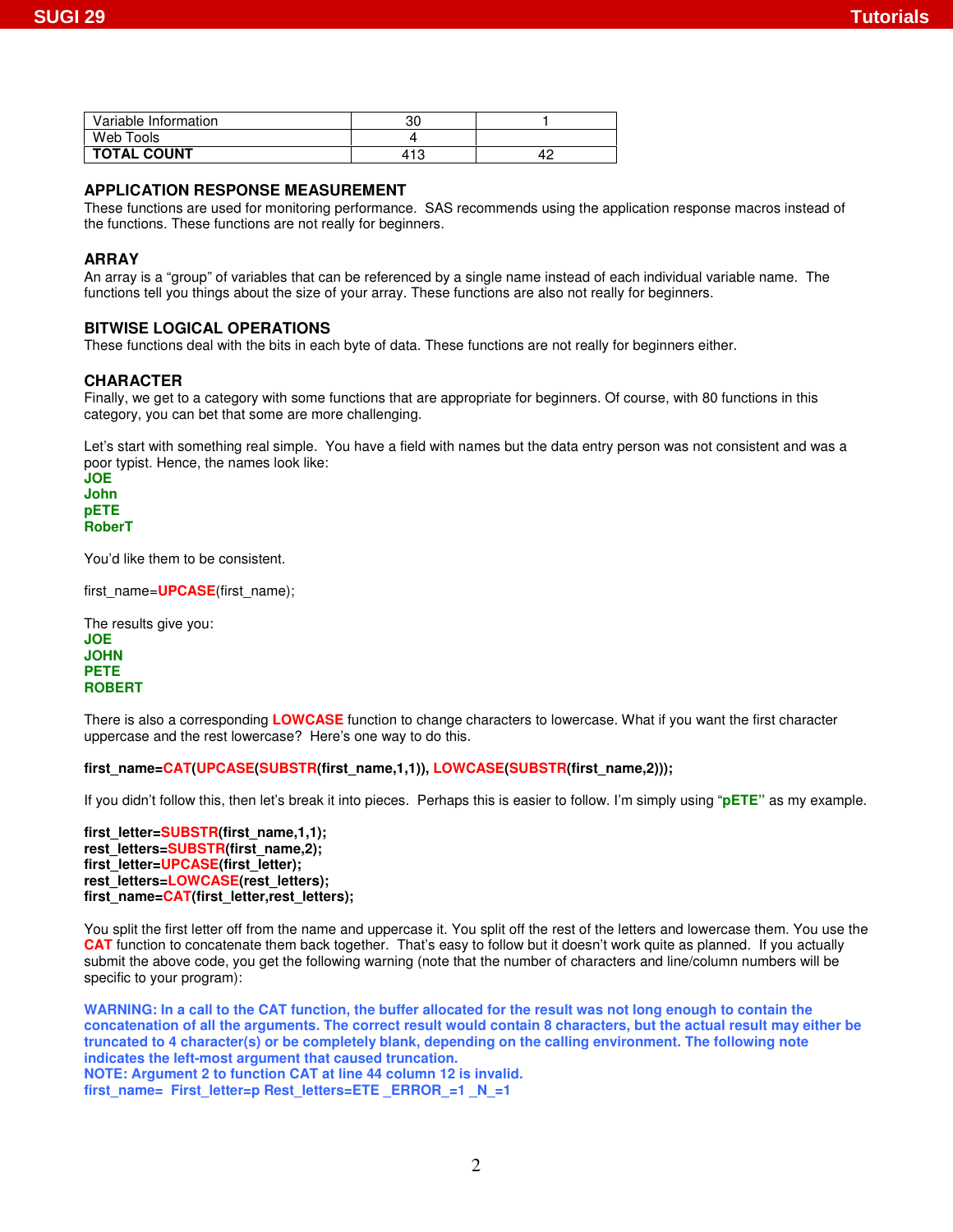| Variable Information | 30 | 1 |
|---|---|---|
| Web Tools | 4 | |
| **TOTAL COUNT** | 413 | 42 |

## APPLICATION RESPONSE MEASUREMENT

These functions are used for monitoring performance. SAS recommends using the application response macros instead of the functions. These functions are not really for beginners.

## ARRAY

An array is a "group" of variables that can be referenced by a single name instead of each individual variable name. The functions tell you things about the size of your array. These functions are also not really for beginners.

## BITWISE LOGICAL OPERATIONS

These functions deal with the bits in each byte of data. These functions are not really for beginners either.

## CHARACTER

Finally, we get to a category with some functions that are appropriate for beginners. Of course, with 80 functions in this category, you can bet that some are more challenging.

Let's start with something real simple. You have a field with names but the data entry person was not consistent and was a poor typist. Hence, the names look like:

**JOE**
**John**
**pETE**
**RoberT**

You'd like them to be consistent.

```
first_name=UPCASE(first_name);
```

The results give you:

**JOE**
**JOHN**
**PETE**
**ROBERT**

There is also a corresponding **LOWCASE** function to change characters to lowercase. What if you want the first character uppercase and the rest lowercase? Here's one way to do this.

```
first_name=CAT(UPCASE(SUBSTR(first_name,1,1)), LOWCASE(SUBSTR(first_name,2)));
```

If you didn't follow this, then let's break it into pieces. Perhaps this is easier to follow. I'm simply using "**pETE**" as my example.

```
first_letter=SUBSTR(first_name,1,1);
rest_letters=SUBSTR(first_name,2);
first_letter=UPCASE(first_letter);
rest_letters=LOWCASE(rest_letters);
first_name=CAT(first_letter,rest_letters);
```

You split the first letter off from the name and uppercase it. You split off the rest of the letters and lowercase them. You use the **CAT** function to concatenate them back together. That's easy to follow but it doesn't work quite as planned. If you actually submit the above code, you get the following warning (note that the number of characters and line/column numbers will be specific to your program):

```
WARNING: In a call to the CAT function, the buffer allocated for the result was not long enough to contain the concatenation of all the arguments. The correct result would contain 8 characters, but the actual result may either be truncated to 4 character(s) or be completely blank, depending on the calling environment. The following note indicates the left-most argument that caused truncation.
NOTE: Argument 2 to function CAT at line 44 column 12 is invalid.
first_name=  First_letter=p Rest_letters=ETE _ERROR_=1 _N_=1
```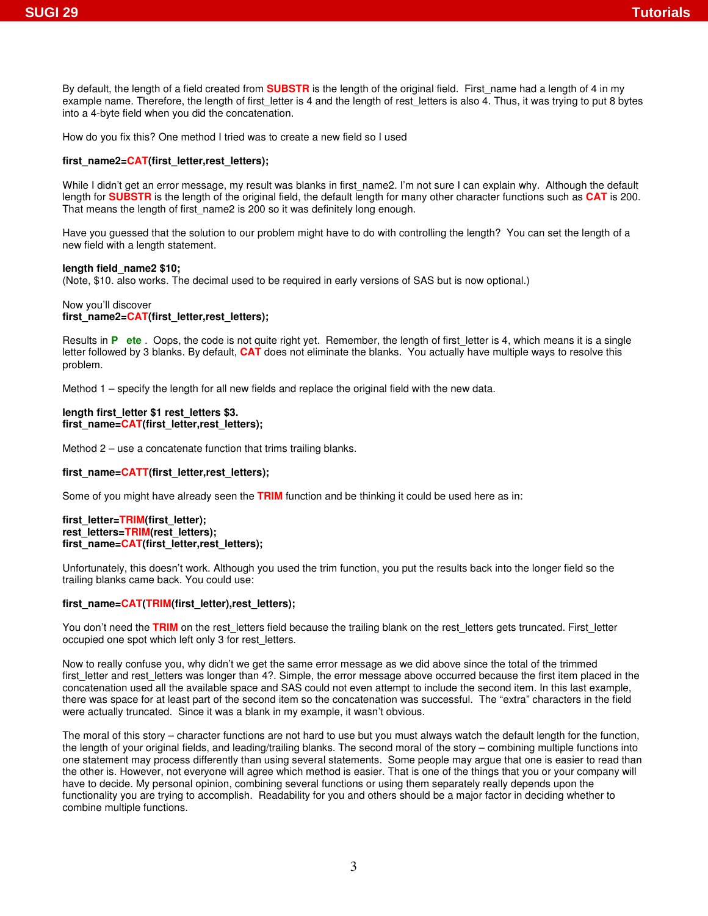By default, the length of a field created from **SUBSTR** is the length of the original field. First_name had a length of 4 in my example name. Therefore, the length of first_letter is 4 and the length of rest_letters is also 4. Thus, it was trying to put 8 bytes into a 4-byte field when you did the concatenation.

How do you fix this? One method I tried was to create a new field so I used

**first_name2=CAT(first_letter,rest_letters);**

While I didn't get an error message, my result was blanks in first_name2. I'm not sure I can explain why. Although the default length for **SUBSTR** is the length of the original field, the default length for many other character functions such as **CAT** is 200. That means the length of first_name2 is 200 so it was definitely long enough.

Have you guessed that the solution to our problem might have to do with controlling the length? You can set the length of a new field with a length statement.

**length field_name2 $10;**
(Note, $10. also works. The decimal used to be required in early versions of SAS but is now optional.)

Now you'll discover
**first_name2=CAT(first_letter,rest_letters);**

Results in **P ete** . Oops, the code is not quite right yet. Remember, the length of first_letter is 4, which means it is a single letter followed by 3 blanks. By default, **CAT** does not eliminate the blanks. You actually have multiple ways to resolve this problem.

Method 1 – specify the length for all new fields and replace the original field with the new data.

**length first_letter $1 rest_letters $3.**
**first_name=CAT(first_letter,rest_letters);**

Method 2 – use a concatenate function that trims trailing blanks.

**first_name=CATT(first_letter,rest_letters);**

Some of you might have already seen the **TRIM** function and be thinking it could be used here as in:

**first_letter=TRIM(first_letter);**
**rest_letters=TRIM(rest_letters);**
**first_name=CAT(first_letter,rest_letters);**

Unfortunately, this doesn't work. Although you used the trim function, you put the results back into the longer field so the trailing blanks came back. You could use:

**first_name=CAT(TRIM(first_letter),rest_letters);**

You don't need the **TRIM** on the rest_letters field because the trailing blank on the rest_letters gets truncated. First_letter occupied one spot which left only 3 for rest_letters.

Now to really confuse you, why didn't we get the same error message as we did above since the total of the trimmed first_letter and rest_letters was longer than 4?. Simple, the error message above occurred because the first item placed in the concatenation used all the available space and SAS could not even attempt to include the second item. In this last example, there was space for at least part of the second item so the concatenation was successful. The "extra" characters in the field were actually truncated. Since it was a blank in my example, it wasn't obvious.

The moral of this story – character functions are not hard to use but you must always watch the default length for the function, the length of your original fields, and leading/trailing blanks. The second moral of the story – combining multiple functions into one statement may process differently than using several statements. Some people may argue that one is easier to read than the other is. However, not everyone will agree which method is easier. That is one of the things that you or your company will have to decide. My personal opinion, combining several functions or using them separately really depends upon the functionality you are trying to accomplish. Readability for you and others should be a major factor in deciding whether to combine multiple functions.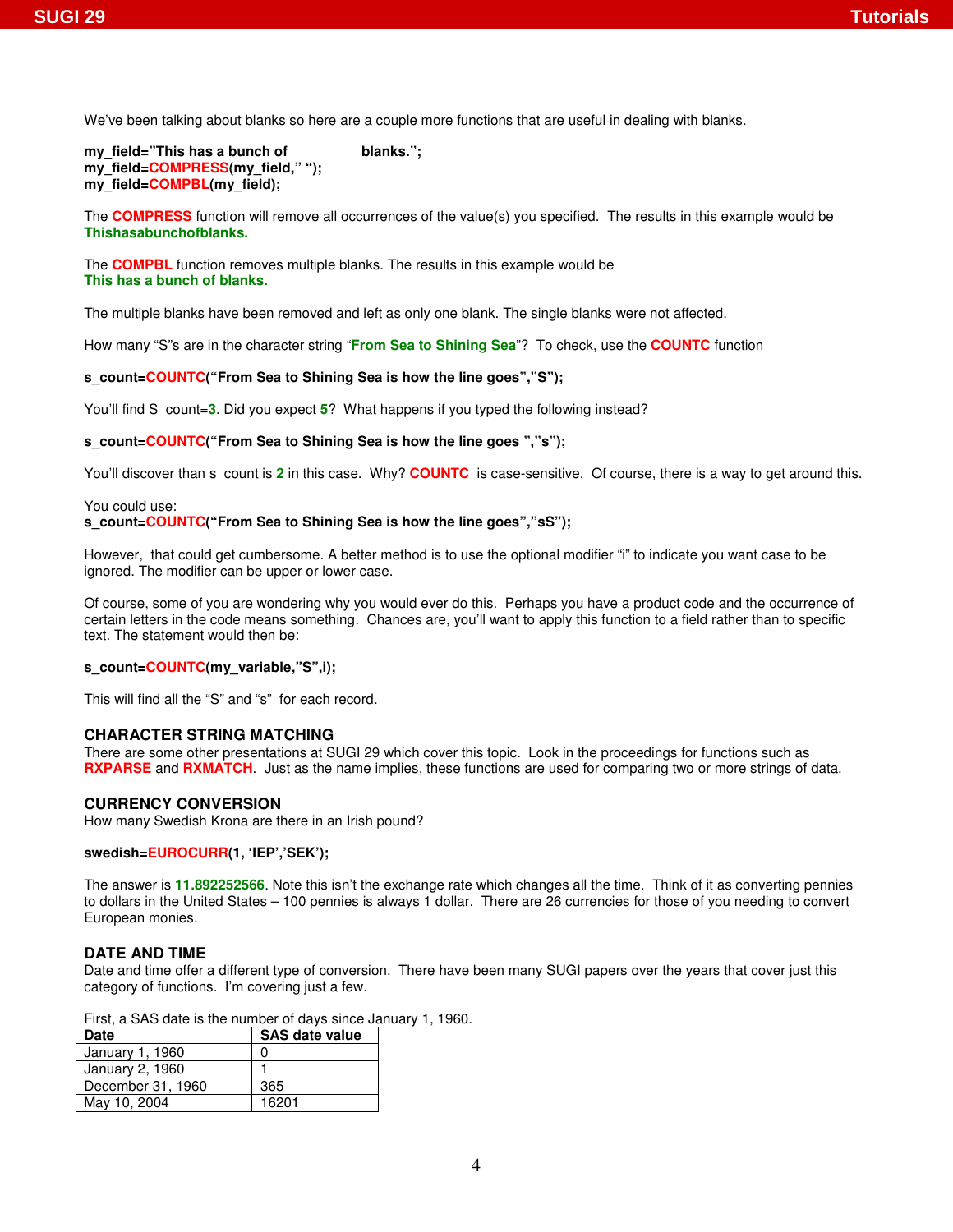We've been talking about blanks so here are a couple more functions that are useful in dealing with blanks.

```
my_field="This has a bunch of               blanks.";
my_field=COMPRESS(my_field," ");
my_field=COMPBL(my_field);
```

The **COMPRESS** function will remove all occurrences of the value(s) you specified. The results in this example would be **Thishasabunchofblanks.**

The **COMPBL** function removes multiple blanks. The results in this example would be
**This has a bunch of blanks.**

The multiple blanks have been removed and left as only one blank. The single blanks were not affected.

How many "S"s are in the character string "**From Sea to Shining Sea**"? To check, use the **COUNTC** function

```
s_count=COUNTC("From Sea to Shining Sea is how the line goes","S");
```

You'll find S_count=**3**. Did you expect **5**? What happens if you typed the following instead?

```
s_count=COUNTC("From Sea to Shining Sea is how the line goes ","s");
```

You'll discover than s_count is **2** in this case. Why? **COUNTC** is case-sensitive. Of course, there is a way to get around this.

You could use:

```
s_count=COUNTC("From Sea to Shining Sea is how the line goes","sS");
```

However, that could get cumbersome. A better method is to use the optional modifier "i" to indicate you want case to be ignored. The modifier can be upper or lower case.

Of course, some of you are wondering why you would ever do this. Perhaps you have a product code and the occurrence of certain letters in the code means something. Chances are, you'll want to apply this function to a field rather than to specific text. The statement would then be:

```
s_count=COUNTC(my_variable,"S",i);
```

This will find all the "S" and "s" for each record.

## CHARACTER STRING MATCHING

There are some other presentations at SUGI 29 which cover this topic. Look in the proceedings for functions such as **RXPARSE** and **RXMATCH**. Just as the name implies, these functions are used for comparing two or more strings of data.

## CURRENCY CONVERSION

How many Swedish Krona are there in an Irish pound?

```
swedish=EUROCURR(1, 'IEP','SEK');
```

The answer is **11.892252566**. Note this isn't the exchange rate which changes all the time. Think of it as converting pennies to dollars in the United States – 100 pennies is always 1 dollar. There are 26 currencies for those of you needing to convert European monies.

## DATE AND TIME

Date and time offer a different type of conversion. There have been many SUGI papers over the years that cover just this category of functions. I'm covering just a few.

First, a SAS date is the number of days since January 1, 1960.

| Date | SAS date value |
| --- | --- |
| January 1, 1960 | 0 |
| January 2, 1960 | 1 |
| December 31, 1960 | 365 |
| May 10, 2004 | 16201 |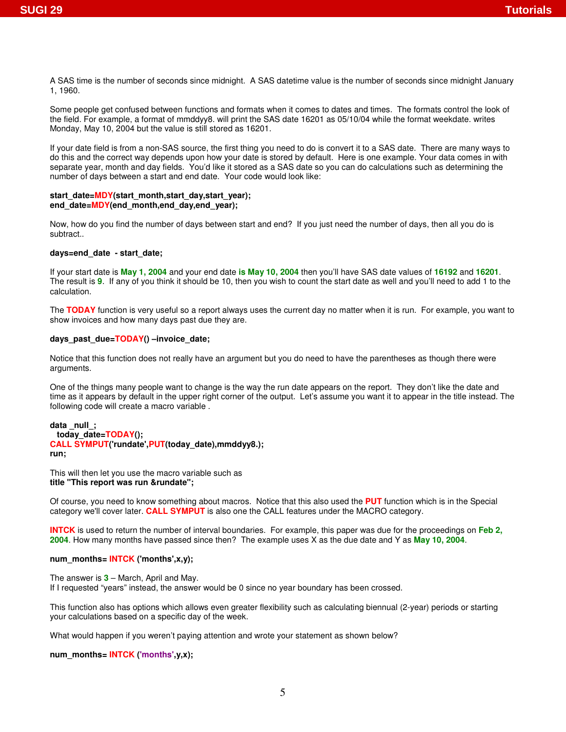A SAS time is the number of seconds since midnight. A SAS datetime value is the number of seconds since midnight January 1, 1960.

Some people get confused between functions and formats when it comes to dates and times. The formats control the look of the field. For example, a format of mmddyy8. will print the SAS date 16201 as 05/10/04 while the format weekdate. writes Monday, May 10, 2004 but the value is still stored as 16201.

If your date field is from a non-SAS source, the first thing you need to do is convert it to a SAS date. There are many ways to do this and the correct way depends upon how your date is stored by default. Here is one example. Your data comes in with separate year, month and day fields. You'd like it stored as a SAS date so you can do calculations such as determining the number of days between a start and end date. Your code would look like:

```
start_date=MDY(start_month,start_day,start_year);
end_date=MDY(end_month,end_day,end_year);
```

Now, how do you find the number of days between start and end? If you just need the number of days, then all you do is subtract..

```
days=end_date  - start_date;
```

If your start date is **May 1, 2004** and your end date **is May 10, 2004** then you'll have SAS date values of **16192** and **16201**. The result is **9**. If any of you think it should be 10, then you wish to count the start date as well and you'll need to add 1 to the calculation.

The **TODAY** function is very useful so a report always uses the current day no matter when it is run. For example, you want to show invoices and how many days past due they are.

```
days_past_due=TODAY() –invoice_date;
```

Notice that this function does not really have an argument but you do need to have the parentheses as though there were arguments.

One of the things many people want to change is the way the run date appears on the report. They don't like the date and time as it appears by default in the upper right corner of the output. Let's assume you want it to appear in the title instead. The following code will create a macro variable .

```
data _null_;
  today_date=TODAY();
CALL SYMPUT('rundate',PUT(today_date),mmddyy8.);
run;
```

This will then let you use the macro variable such as
**title "This report was run &rundate";**

Of course, you need to know something about macros. Notice that this also used the **PUT** function which is in the Special category we'll cover later. **CALL SYMPUT** is also one the CALL features under the MACRO category.

**INTCK** is used to return the number of interval boundaries. For example, this paper was due for the proceedings on **Feb 2, 2004**. How many months have passed since then? The example uses X as the due date and Y as **May 10, 2004**.

```
num_months= INTCK ('months',x,y);
```

The answer is **3** – March, April and May.
If I requested "years" instead, the answer would be 0 since no year boundary has been crossed.

This function also has options which allows even greater flexibility such as calculating biennual (2-year) periods or starting your calculations based on a specific day of the week.

What would happen if you weren't paying attention and wrote your statement as shown below?

```
num_months= INTCK ('months',y,x);
```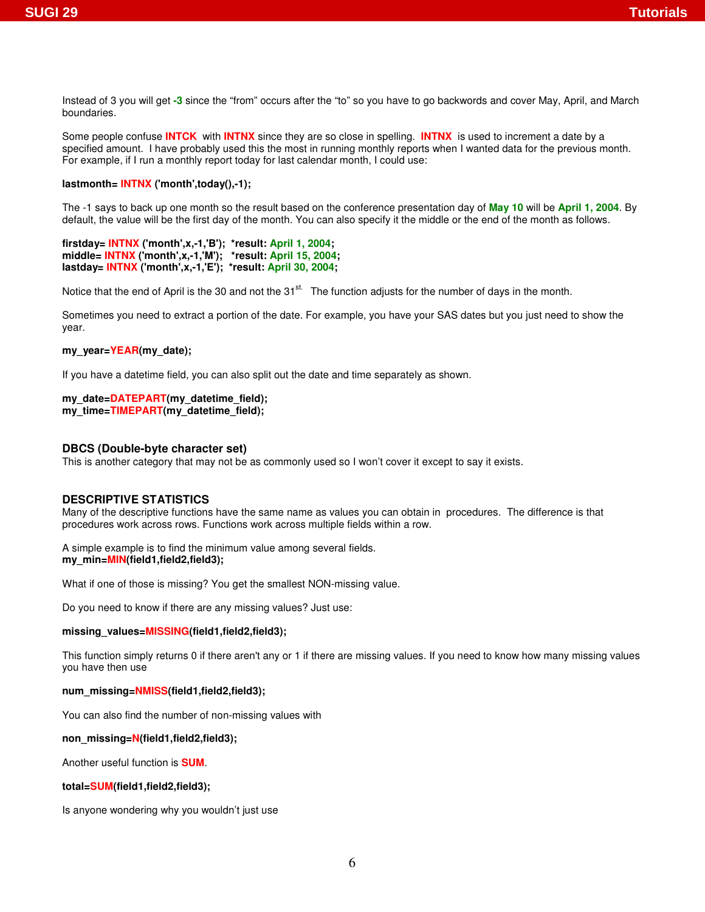Instead of 3 you will get **-3** since the "from" occurs after the "to" so you have to go backwords and cover May, April, and March boundaries.

Some people confuse **INTCK** with **INTNX** since they are so close in spelling. **INTNX** is used to increment a date by a specified amount. I have probably used this the most in running monthly reports when I wanted data for the previous month. For example, if I run a monthly report today for last calendar month, I could use:

```
lastmonth= INTNX ('month',today(),-1);
```

The -1 says to back up one month so the result based on the conference presentation day of **May 10** will be **April 1, 2004**. By default, the value will be the first day of the month. You can also specify it the middle or the end of the month as follows.

```
firstday= INTNX ('month',x,-1,'B'); *result: April 1, 2004;
middle= INTNX ('month',x,-1,'M'); *result: April 15, 2004;
lastday= INTNX ('month',x,-1,'E'); *result: April 30, 2004;
```

Notice that the end of April is the 30 and not the 31st. The function adjusts for the number of days in the month.

Sometimes you need to extract a portion of the date. For example, you have your SAS dates but you just need to show the year.

```
my_year=YEAR(my_date);
```

If you have a datetime field, you can also split out the date and time separately as shown.

```
my_date=DATEPART(my_datetime_field);
my_time=TIMEPART(my_datetime_field);
```

### DBCS (Double-byte character set)

This is another category that may not be as commonly used so I won't cover it except to say it exists.

### DESCRIPTIVE STATISTICS

Many of the descriptive functions have the same name as values you can obtain in procedures. The difference is that procedures work across rows. Functions work across multiple fields within a row.

A simple example is to find the minimum value among several fields.

```
my_min=MIN(field1,field2,field3);
```

What if one of those is missing? You get the smallest NON-missing value.

Do you need to know if there are any missing values? Just use:

```
missing_values=MISSING(field1,field2,field3);
```

This function simply returns 0 if there aren't any or 1 if there are missing values. If you need to know how many missing values you have then use

```
num_missing=NMISS(field1,field2,field3);
```

You can also find the number of non-missing values with

```
non_missing=N(field1,field2,field3);
```

Another useful function is **SUM**.

```
total=SUM(field1,field2,field3);
```

Is anyone wondering why you wouldn't just use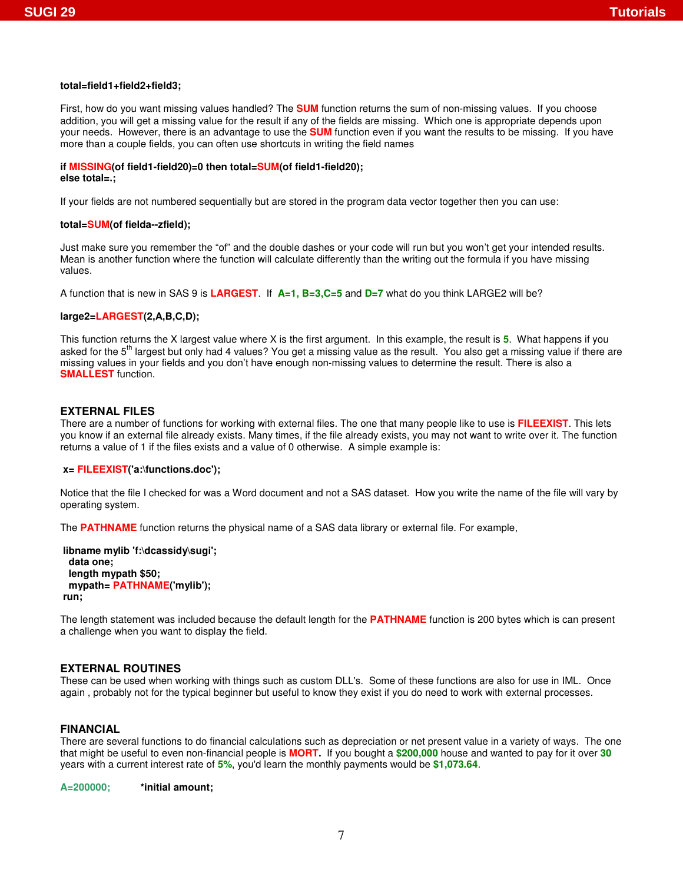```
total=field1+field2+field3;
```

First, how do you want missing values handled? The **SUM** function returns the sum of non-missing values. If you choose addition, you will get a missing value for the result if any of the fields are missing. Which one is appropriate depends upon your needs. However, there is an advantage to use the **SUM** function even if you want the results to be missing. If you have more than a couple fields, you can often use shortcuts in writing the field names

```
if MISSING(of field1-field20)=0 then total=SUM(of field1-field20);
else total=.;
```

If your fields are not numbered sequentially but are stored in the program data vector together then you can use:

```
total=SUM(of fielda--zfield);
```

Just make sure you remember the "of" and the double dashes or your code will run but you won't get your intended results. Mean is another function where the function will calculate differently than the writing out the formula if you have missing values.

A function that is new in SAS 9 is **LARGEST**. If **A=1, B=3,C=5** and **D=7** what do you think LARGE2 will be?

```
large2=LARGEST(2,A,B,C,D);
```

This function returns the X largest value where X is the first argument. In this example, the result is **5**. What happens if you asked for the 5th largest but only had 4 values? You get a missing value as the result. You also get a missing value if there are missing values in your fields and you don't have enough non-missing values to determine the result. There is also a **SMALLEST** function.

## EXTERNAL FILES

There are a number of functions for working with external files. The one that many people like to use is **FILEEXIST**. This lets you know if an external file already exists. Many times, if the file already exists, you may not want to write over it. The function returns a value of 1 if the files exists and a value of 0 otherwise. A simple example is:

```
x= FILEEXIST('a:\functions.doc');
```

Notice that the file I checked for was a Word document and not a SAS dataset. How you write the name of the file will vary by operating system.

The **PATHNAME** function returns the physical name of a SAS data library or external file. For example,

```
libname mylib 'f:\dcassidy\sugi';
  data one;
  length mypath $50;
  mypath= PATHNAME('mylib');
run;
```

The length statement was included because the default length for the **PATHNAME** function is 200 bytes which is can present a challenge when you want to display the field.

## EXTERNAL ROUTINES

These can be used when working with things such as custom DLL's. Some of these functions are also for use in IML. Once again , probably not for the typical beginner but useful to know they exist if you do need to work with external processes.

## FINANCIAL

There are several functions to do financial calculations such as depreciation or net present value in a variety of ways. The one that might be useful to even non-financial people is **MORT.** If you bought a **$200,000** house and wanted to pay for it over **30** years with a current interest rate of **5%**, you'd learn the monthly payments would be **$1,073.64**.

```
A=200000;          *initial amount;
```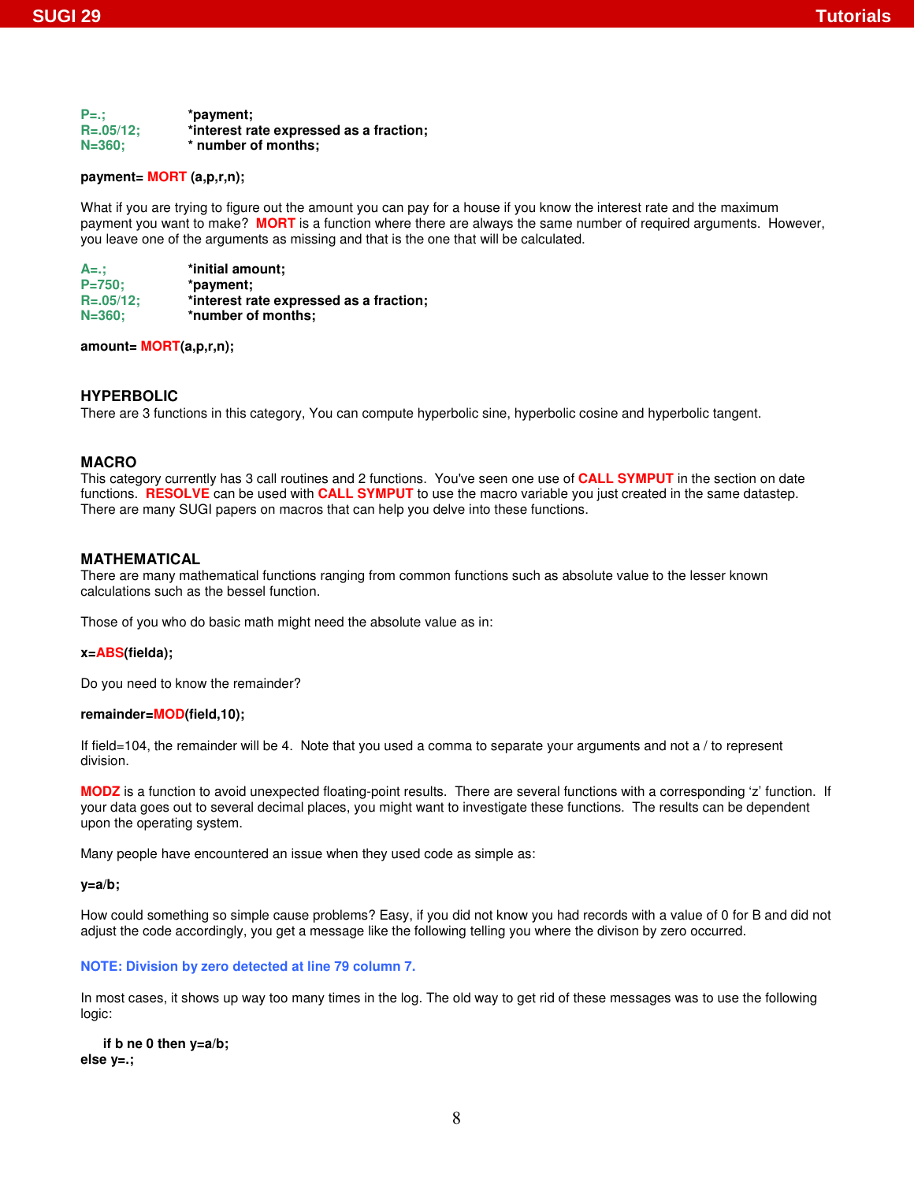```
P=.;            *payment;
R=.05/12;       *interest rate expressed as a fraction;
N=360;          * number of months;

payment= MORT (a,p,r,n);
```

What if you are trying to figure out the amount you can pay for a house if you know the interest rate and the maximum payment you want to make? **MORT** is a function where there are always the same number of required arguments. However, you leave one of the arguments as missing and that is the one that will be calculated.

```
A=.;            *initial amount;
P=750;          *payment;
R=.05/12;       *interest rate expressed as a fraction;
N=360;          *number of months;

amount= MORT(a,p,r,n);
```

## HYPERBOLIC

There are 3 functions in this category, You can compute hyperbolic sine, hyperbolic cosine and hyperbolic tangent.

## MACRO

This category currently has 3 call routines and 2 functions. You've seen one use of **CALL SYMPUT** in the section on date functions. **RESOLVE** can be used with **CALL SYMPUT** to use the macro variable you just created in the same datastep. There are many SUGI papers on macros that can help you delve into these functions.

## MATHEMATICAL

There are many mathematical functions ranging from common functions such as absolute value to the lesser known calculations such as the bessel function.

Those of you who do basic math might need the absolute value as in:

```
x=ABS(fielda);
```

Do you need to know the remainder?

```
remainder=MOD(field,10);
```

If field=104, the remainder will be 4. Note that you used a comma to separate your arguments and not a / to represent division.

**MODZ** is a function to avoid unexpected floating-point results. There are several functions with a corresponding 'z' function. If your data goes out to several decimal places, you might want to investigate these functions. The results can be dependent upon the operating system.

Many people have encountered an issue when they used code as simple as:

```
y=a/b;
```

How could something so simple cause problems? Easy, if you did not know you had records with a value of 0 for B and did not adjust the code accordingly, you get a message like the following telling you where the divison by zero occurred.

```
NOTE: Division by zero detected at line 79 column 7.
```

In most cases, it shows up way too many times in the log. The old way to get rid of these messages was to use the following logic:

```
    if b ne 0 then y=a/b;
else y=.;
```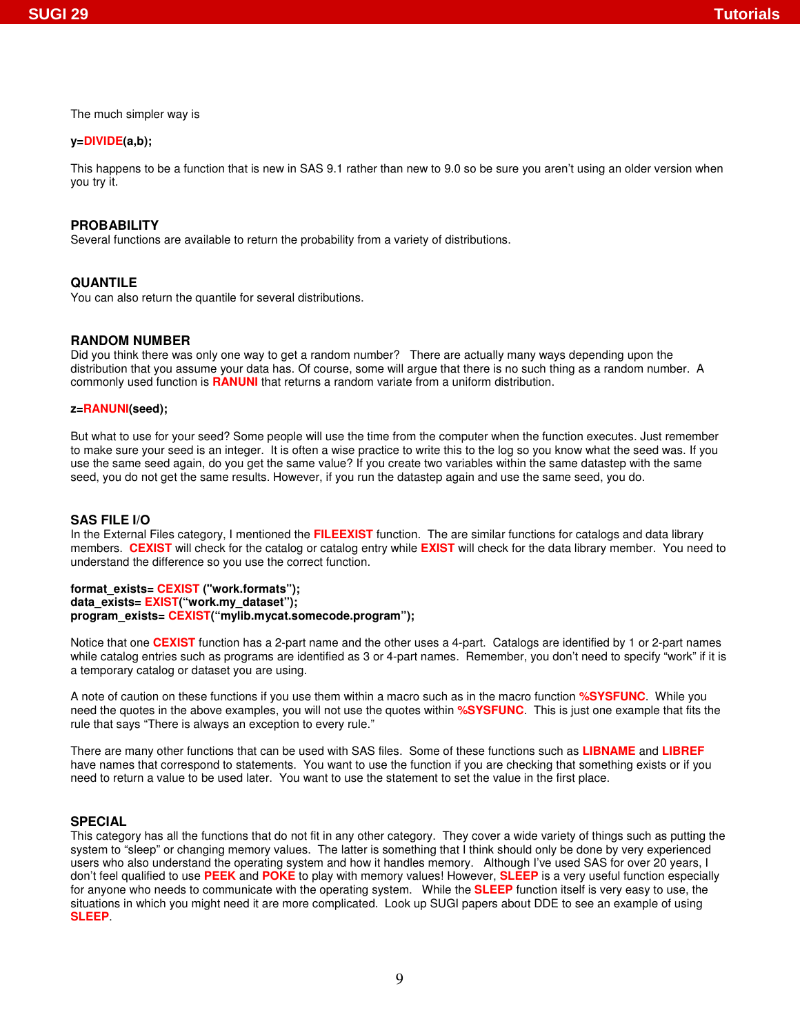The much simpler way is

**y=DIVIDE(a,b);**

This happens to be a function that is new in SAS 9.1 rather than new to 9.0 so be sure you aren't using an older version when you try it.

### PROBABILITY

Several functions are available to return the probability from a variety of distributions.

### QUANTILE

You can also return the quantile for several distributions.

### RANDOM NUMBER

Did you think there was only one way to get a random number? There are actually many ways depending upon the distribution that you assume your data has. Of course, some will argue that there is no such thing as a random number. A commonly used function is **RANUNI** that returns a random variate from a uniform distribution.

**z=RANUNI(seed);**

But what to use for your seed? Some people will use the time from the computer when the function executes. Just remember to make sure your seed is an integer. It is often a wise practice to write this to the log so you know what the seed was. If you use the same seed again, do you get the same value? If you create two variables within the same datastep with the same seed, you do not get the same results. However, if you run the datastep again and use the same seed, you do.

### SAS FILE I/O

In the External Files category, I mentioned the **FILEEXIST** function. The are similar functions for catalogs and data library members. **CEXIST** will check for the catalog or catalog entry while **EXIST** will check for the data library member. You need to understand the difference so you use the correct function.

**format_exists= CEXIST ("work.formats");**
**data_exists= EXIST("work.my_dataset");**
**program_exists= CEXIST("mylib.mycat.somecode.program");**

Notice that one **CEXIST** function has a 2-part name and the other uses a 4-part. Catalogs are identified by 1 or 2-part names while catalog entries such as programs are identified as 3 or 4-part names. Remember, you don't need to specify "work" if it is a temporary catalog or dataset you are using.

A note of caution on these functions if you use them within a macro such as in the macro function **%SYSFUNC**. While you need the quotes in the above examples, you will not use the quotes within **%SYSFUNC**. This is just one example that fits the rule that says "There is always an exception to every rule."

There are many other functions that can be used with SAS files. Some of these functions such as **LIBNAME** and **LIBREF** have names that correspond to statements. You want to use the function if you are checking that something exists or if you need to return a value to be used later. You want to use the statement to set the value in the first place.

### SPECIAL

This category has all the functions that do not fit in any other category. They cover a wide variety of things such as putting the system to "sleep" or changing memory values. The latter is something that I think should only be done by very experienced users who also understand the operating system and how it handles memory. Although I've used SAS for over 20 years, I don't feel qualified to use **PEEK** and **POKE** to play with memory values! However, **SLEEP** is a very useful function especially for anyone who needs to communicate with the operating system. While the **SLEEP** function itself is very easy to use, the situations in which you might need it are more complicated. Look up SUGI papers about DDE to see an example of using **SLEEP**.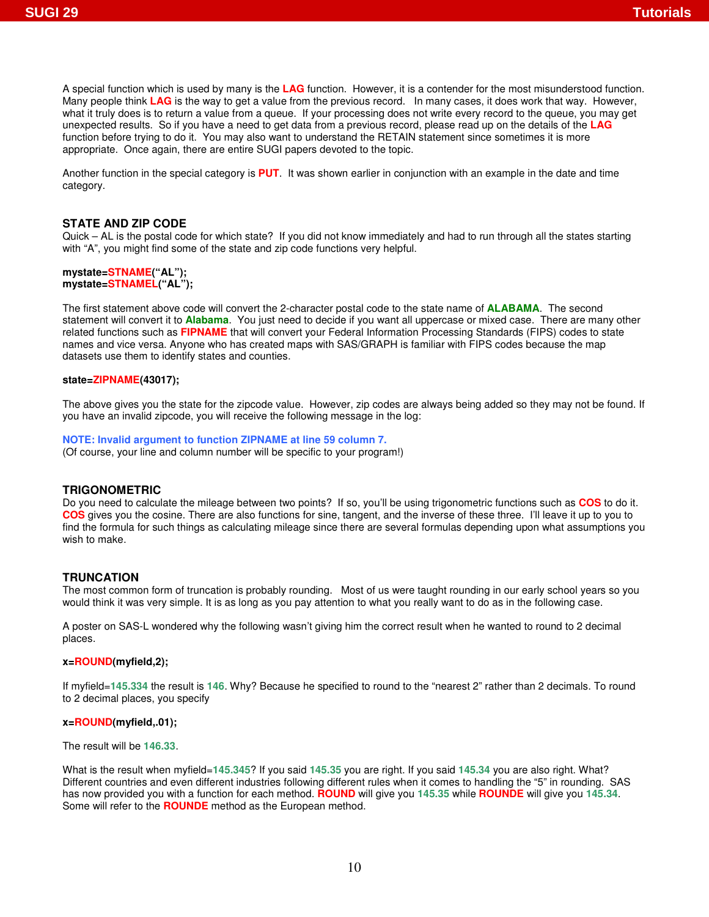A special function which is used by many is the **LAG** function. However, it is a contender for the most misunderstood function. Many people think **LAG** is the way to get a value from the previous record. In many cases, it does work that way. However, what it truly does is to return a value from a queue. If your processing does not write every record to the queue, you may get unexpected results. So if you have a need to get data from a previous record, please read up on the details of the **LAG** function before trying to do it. You may also want to understand the RETAIN statement since sometimes it is more appropriate. Once again, there are entire SUGI papers devoted to the topic.

Another function in the special category is **PUT**. It was shown earlier in conjunction with an example in the date and time category.

### STATE AND ZIP CODE

Quick – AL is the postal code for which state? If you did not know immediately and had to run through all the states starting with "A", you might find some of the state and zip code functions very helpful.

**mystate=STNAME("AL");**
**mystate=STNAMEL("AL");**

The first statement above code will convert the 2-character postal code to the state name of **ALABAMA**. The second statement will convert it to **Alabama**. You just need to decide if you want all uppercase or mixed case. There are many other related functions such as **FIPNAME** that will convert your Federal Information Processing Standards (FIPS) codes to state names and vice versa. Anyone who has created maps with SAS/GRAPH is familiar with FIPS codes because the map datasets use them to identify states and counties.

**state=ZIPNAME(43017);**

The above gives you the state for the zipcode value. However, zip codes are always being added so they may not be found. If you have an invalid zipcode, you will receive the following message in the log:

**NOTE: Invalid argument to function ZIPNAME at line 59 column 7.**
(Of course, your line and column number will be specific to your program!)

### TRIGONOMETRIC

Do you need to calculate the mileage between two points? If so, you'll be using trigonometric functions such as **COS** to do it. **COS** gives you the cosine. There are also functions for sine, tangent, and the inverse of these three. I'll leave it up to you to find the formula for such things as calculating mileage since there are several formulas depending upon what assumptions you wish to make.

### TRUNCATION

The most common form of truncation is probably rounding. Most of us were taught rounding in our early school years so you would think it was very simple. It is as long as you pay attention to what you really want to do as in the following case.

A poster on SAS-L wondered why the following wasn't giving him the correct result when he wanted to round to 2 decimal places.

**x=ROUND(myfield,2);**

If myfield=**145.334** the result is **146**. Why? Because he specified to round to the "nearest 2" rather than 2 decimals. To round to 2 decimal places, you specify

**x=ROUND(myfield,.01);**

The result will be **146.33**.

What is the result when myfield=**145.345**? If you said **145.35** you are right. If you said **145.34** you are also right. What? Different countries and even different industries following different rules when it comes to handling the "5" in rounding. SAS has now provided you with a function for each method. **ROUND** will give you **145.35** while **ROUNDE** will give you **145.34**. Some will refer to the **ROUNDE** method as the European method.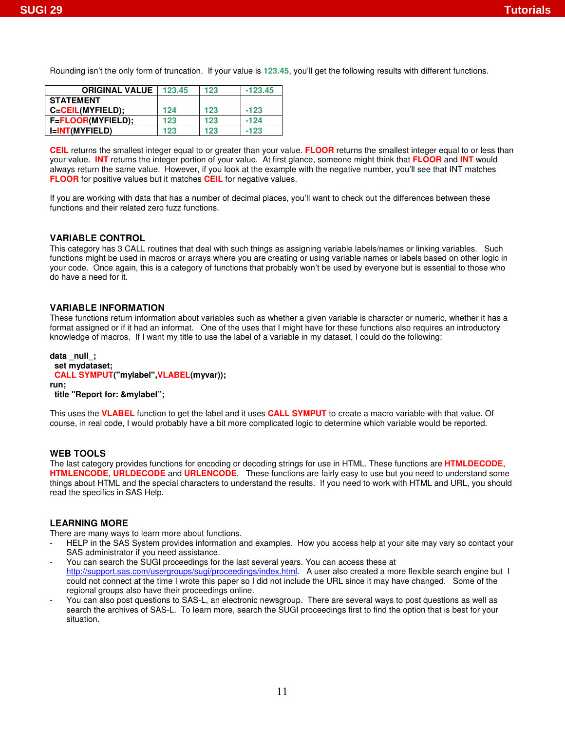Rounding isn't the only form of truncation. If your value is **123.45**, you'll get the following results with different functions.

| ORIGINAL VALUE | 123.45 | 123 | -123.45 |
|---|---|---|---|
| **STATEMENT** | | | |
| **C=CEIL(MYFIELD);** | 124 | 123 | -123 |
| **F=FLOOR(MYFIELD);** | 123 | 123 | -124 |
| **I=INT(MYFIELD)** | 123 | 123 | -123 |

**CEIL** returns the smallest integer equal to or greater than your value. **FLOOR** returns the smallest integer equal to or less than your value. **INT** returns the integer portion of your value. At first glance, someone might think that **FLOOR** and **INT** would always return the same value. However, if you look at the example with the negative number, you'll see that INT matches **FLOOR** for positive values but it matches **CEIL** for negative values.

If you are working with data that has a number of decimal places, you'll want to check out the differences between these functions and their related zero fuzz functions.

## VARIABLE CONTROL

This category has 3 CALL routines that deal with such things as assigning variable labels/names or linking variables. Such functions might be used in macros or arrays where you are creating or using variable names or labels based on other logic in your code. Once again, this is a category of functions that probably won't be used by everyone but is essential to those who do have a need for it.

## VARIABLE INFORMATION

These functions return information about variables such as whether a given variable is character or numeric, whether it has a format assigned or if it had an informat. One of the uses that I might have for these functions also requires an introductory knowledge of macros. If I want my title to use the label of a variable in my dataset, I could do the following:

```
data _null_;
  set mydataset;
  CALL SYMPUT("mylabel",VLABEL(myvar));
run;
  title "Report for: &mylabel";
```

This uses the **VLABEL** function to get the label and it uses **CALL SYMPUT** to create a macro variable with that value. Of course, in real code, I would probably have a bit more complicated logic to determine which variable would be reported.

## WEB TOOLS

The last category provides functions for encoding or decoding strings for use in HTML. These functions are **HTMLDECODE**, **HTMLENCODE**, **URLDECODE** and **URLENCODE**. These functions are fairly easy to use but you need to understand some things about HTML and the special characters to understand the results. If you need to work with HTML and URL, you should read the specifics in SAS Help.

## LEARNING MORE

There are many ways to learn more about functions.

- HELP in the SAS System provides information and examples. How you access help at your site may vary so contact your SAS administrator if you need assistance.
- You can search the SUGI proceedings for the last several years. You can access these at http://support.sas.com/usergroups/sugi/proceedings/index.html. A user also created a more flexible search engine but I could not connect at the time I wrote this paper so I did not include the URL since it may have changed. Some of the regional groups also have their proceedings online.
- You can also post questions to SAS-L, an electronic newsgroup. There are several ways to post questions as well as search the archives of SAS-L. To learn more, search the SUGI proceedings first to find the option that is best for your situation.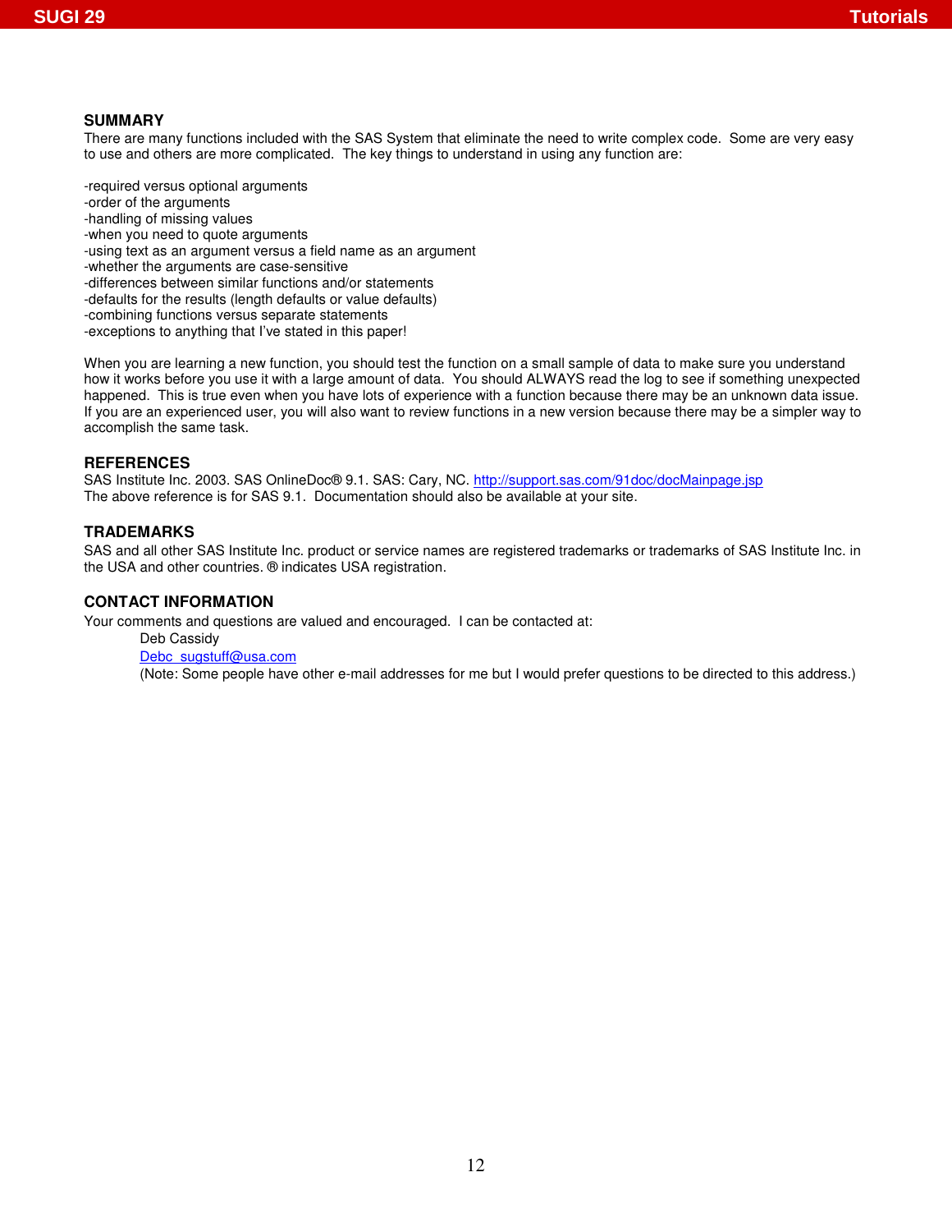## SUMMARY

There are many functions included with the SAS System that eliminate the need to write complex code. Some are very easy to use and others are more complicated. The key things to understand in using any function are:

-required versus optional arguments
-order of the arguments
-handling of missing values
-when you need to quote arguments
-using text as an argument versus a field name as an argument
-whether the arguments are case-sensitive
-differences between similar functions and/or statements
-defaults for the results (length defaults or value defaults)
-combining functions versus separate statements
-exceptions to anything that I've stated in this paper!

When you are learning a new function, you should test the function on a small sample of data to make sure you understand how it works before you use it with a large amount of data. You should ALWAYS read the log to see if something unexpected happened. This is true even when you have lots of experience with a function because there may be an unknown data issue. If you are an experienced user, you will also want to review functions in a new version because there may be a simpler way to accomplish the same task.

## REFERENCES

SAS Institute Inc. 2003. SAS OnlineDoc® 9.1. SAS: Cary, NC. http://support.sas.com/91doc/docMainpage.jsp
The above reference is for SAS 9.1. Documentation should also be available at your site.

## TRADEMARKS

SAS and all other SAS Institute Inc. product or service names are registered trademarks or trademarks of SAS Institute Inc. in the USA and other countries. ® indicates USA registration.

## CONTACT INFORMATION

Your comments and questions are valued and encouraged. I can be contacted at:

Deb Cassidy
Debc_sugstuff@usa.com
(Note: Some people have other e-mail addresses for me but I would prefer questions to be directed to this address.)